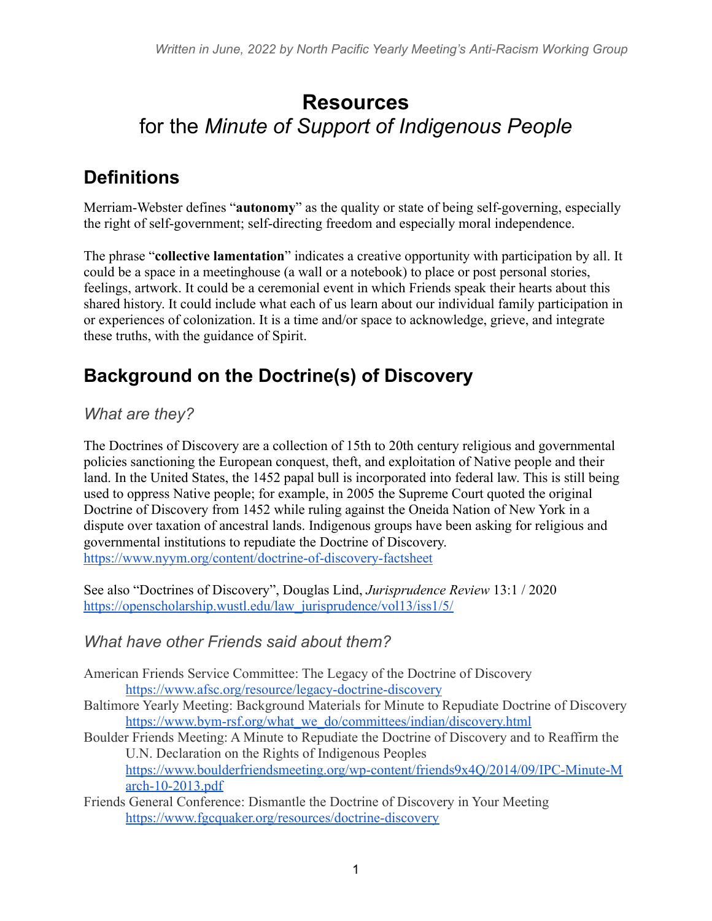*Written in June, 2022 by North Pacific Yearly Meeting's Anti-Racism Working Group*

# Resources
## for the *Minute of Support of Indigenous People*

## Definitions

Merriam-Webster defines "**autonomy**" as the quality or state of being self-governing, especially the right of self-government; self-directing freedom and especially moral independence.

The phrase "**collective lamentation**" indicates a creative opportunity with participation by all. It could be a space in a meetinghouse (a wall or a notebook) to place or post personal stories, feelings, artwork. It could be a ceremonial event in which Friends speak their hearts about this shared history. It could include what each of us learn about our individual family participation in or experiences of colonization. It is a time and/or space to acknowledge, grieve, and integrate these truths, with the guidance of Spirit.

## Background on the Doctrine(s) of Discovery

### *What are they?*

The Doctrines of Discovery are a collection of 15th to 20th century religious and governmental policies sanctioning the European conquest, theft, and exploitation of Native people and their land. In the United States, the 1452 papal bull is incorporated into federal law. This is still being used to oppress Native people; for example, in 2005 the Supreme Court quoted the original Doctrine of Discovery from 1452 while ruling against the Oneida Nation of New York in a dispute over taxation of ancestral lands. Indigenous groups have been asking for religious and governmental institutions to repudiate the Doctrine of Discovery.
https://www.nyym.org/content/doctrine-of-discovery-factsheet

See also "Doctrines of Discovery", Douglas Lind, *Jurisprudence Review* 13:1 / 2020
https://openscholarship.wustl.edu/law_jurisprudence/vol13/iss1/5/

### *What have other Friends said about them?*

American Friends Service Committee: The Legacy of the Doctrine of Discovery
https://www.afsc.org/resource/legacy-doctrine-discovery

Baltimore Yearly Meeting: Background Materials for Minute to Repudiate Doctrine of Discovery
https://www.bym-rsf.org/what_we_do/committees/indian/discovery.html

Boulder Friends Meeting: A Minute to Repudiate the Doctrine of Discovery and to Reaffirm the U.N. Declaration on the Rights of Indigenous Peoples
https://www.boulderfriendsmeeting.org/wp-content/friends9x4Q/2014/09/IPC-Minute-March-10-2013.pdf

Friends General Conference: Dismantle the Doctrine of Discovery in Your Meeting
https://www.fgcquaker.org/resources/doctrine-discovery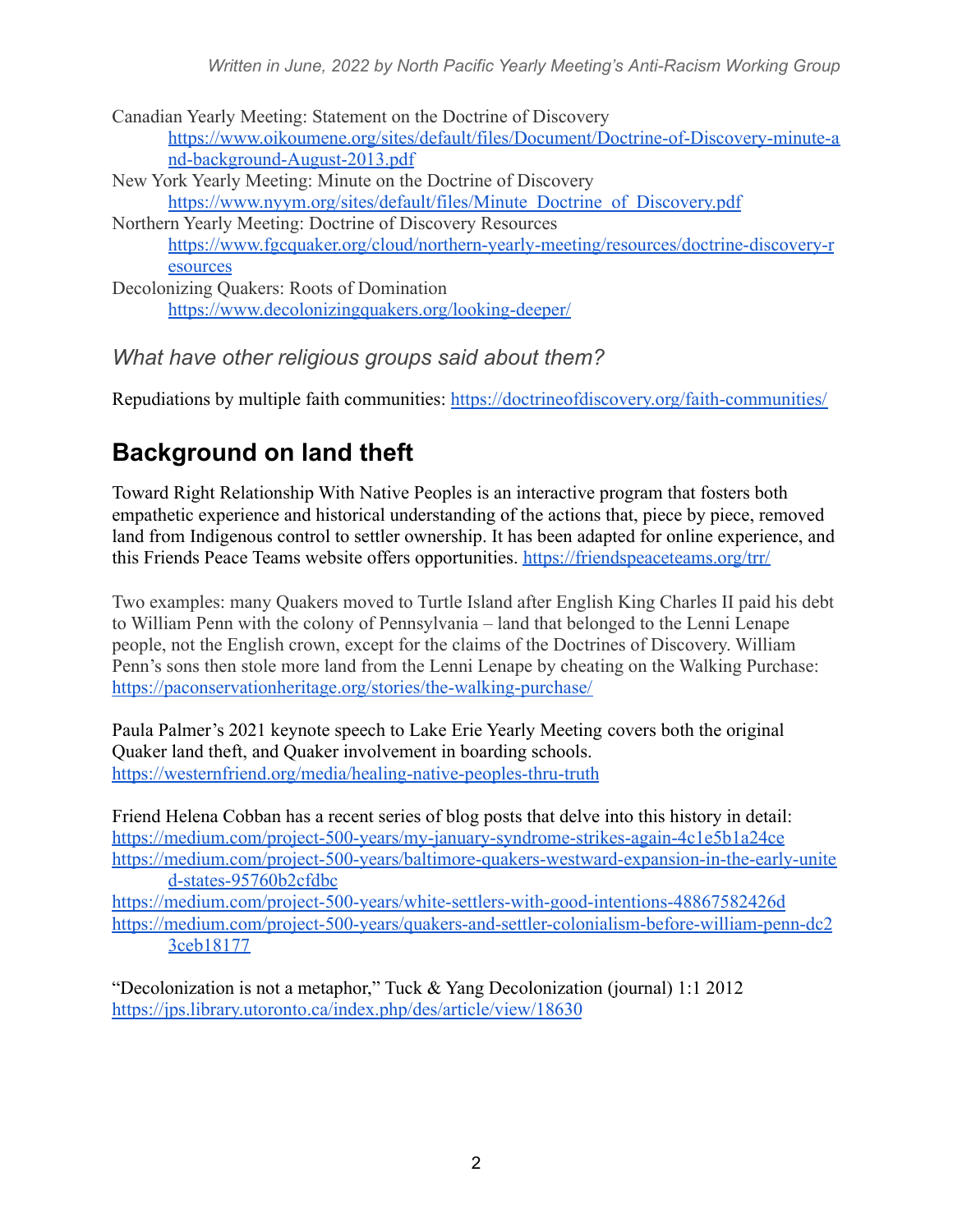Canadian Yearly Meeting: Statement on the Doctrine of Discovery
https://www.oikoumene.org/sites/default/files/Document/Doctrine-of-Discovery-minute-and-background-August-2013.pdf

New York Yearly Meeting: Minute on the Doctrine of Discovery
https://www.nyym.org/sites/default/files/Minute_Doctrine_of_Discovery.pdf

Northern Yearly Meeting: Doctrine of Discovery Resources
https://www.fgcquaker.org/cloud/northern-yearly-meeting/resources/doctrine-discovery-resources

Decolonizing Quakers: Roots of Domination
https://www.decolonizingquakers.org/looking-deeper/

*What have other religious groups said about them?*

Repudiations by multiple faith communities: https://doctrineofdiscovery.org/faith-communities/

## Background on land theft

Toward Right Relationship With Native Peoples is an interactive program that fosters both empathetic experience and historical understanding of the actions that, piece by piece, removed land from Indigenous control to settler ownership. It has been adapted for online experience, and this Friends Peace Teams website offers opportunities. https://friendspeaceteams.org/trr/

Two examples: many Quakers moved to Turtle Island after English King Charles II paid his debt to William Penn with the colony of Pennsylvania – land that belonged to the Lenni Lenape people, not the English crown, except for the claims of the Doctrines of Discovery. William Penn's sons then stole more land from the Lenni Lenape by cheating on the Walking Purchase: https://paconservationheritage.org/stories/the-walking-purchase/

Paula Palmer's 2021 keynote speech to Lake Erie Yearly Meeting covers both the original Quaker land theft, and Quaker involvement in boarding schools.
https://westernfriend.org/media/healing-native-peoples-thru-truth

Friend Helena Cobban has a recent series of blog posts that delve into this history in detail:
https://medium.com/project-500-years/my-january-syndrome-strikes-again-4c1e5b1a24ce
https://medium.com/project-500-years/baltimore-quakers-westward-expansion-in-the-early-united-states-95760b2cfdbc
https://medium.com/project-500-years/white-settlers-with-good-intentions-48867582426d
https://medium.com/project-500-years/quakers-and-settler-colonialism-before-william-penn-dc23ceb18177

"Decolonization is not a metaphor," Tuck & Yang Decolonization (journal) 1:1 2012
https://jps.library.utoronto.ca/index.php/des/article/view/18630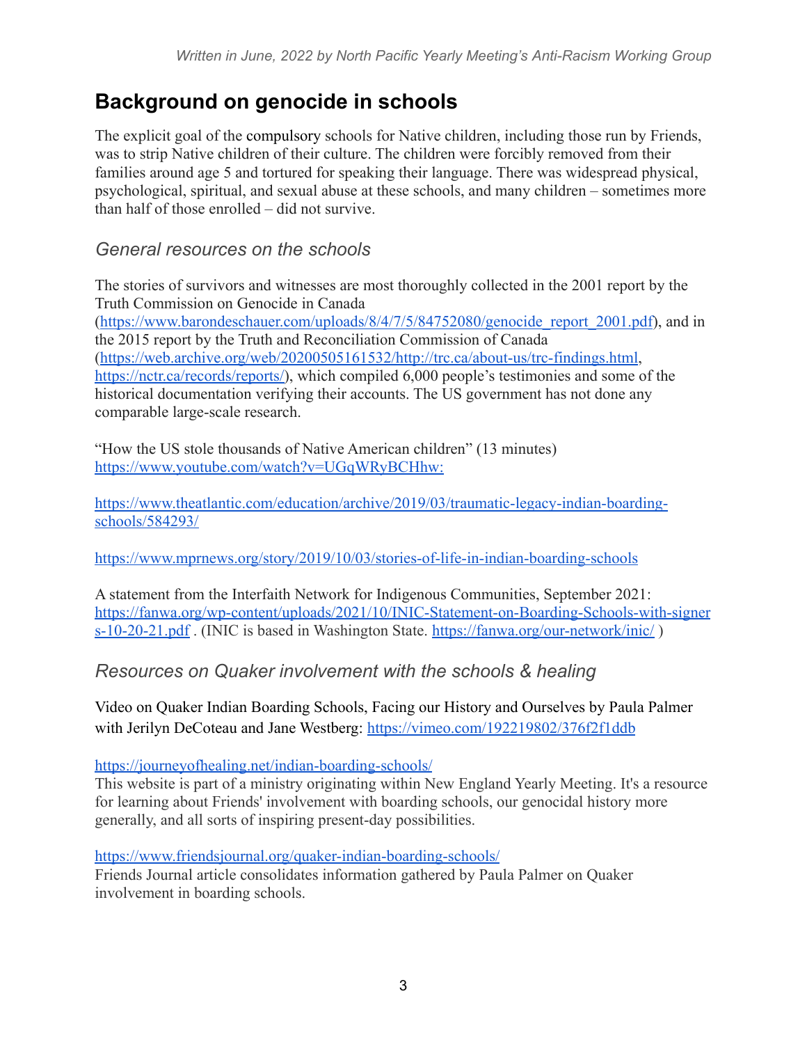*Written in June, 2022 by North Pacific Yearly Meeting's Anti-Racism Working Group*

## Background on genocide in schools

The explicit goal of the compulsory schools for Native children, including those run by Friends, was to strip Native children of their culture. The children were forcibly removed from their families around age 5 and tortured for speaking their language. There was widespread physical, psychological, spiritual, and sexual abuse at these schools, and many children – sometimes more than half of those enrolled – did not survive.

### *General resources on the schools*

The stories of survivors and witnesses are most thoroughly collected in the 2001 report by the Truth Commission on Genocide in Canada (https://www.barondeschauer.com/uploads/8/4/7/5/84752080/genocide_report_2001.pdf), and in the 2015 report by the Truth and Reconciliation Commission of Canada (https://web.archive.org/web/20200505161532/http://trc.ca/about-us/trc-findings.html, https://nctr.ca/records/reports/), which compiled 6,000 people's testimonies and some of the historical documentation verifying their accounts. The US government has not done any comparable large-scale research.

"How the US stole thousands of Native American children" (13 minutes)
https://www.youtube.com/watch?v=UGqWRyBCHhw:

https://www.theatlantic.com/education/archive/2019/03/traumatic-legacy-indian-boarding-schools/584293/

https://www.mprnews.org/story/2019/10/03/stories-of-life-in-indian-boarding-schools

A statement from the Interfaith Network for Indigenous Communities, September 2021:
https://fanwa.org/wp-content/uploads/2021/10/INIC-Statement-on-Boarding-Schools-with-signers-10-20-21.pdf . (INIC is based in Washington State. https://fanwa.org/our-network/inic/ )

### *Resources on Quaker involvement with the schools & healing*

Video on Quaker Indian Boarding Schools, Facing our History and Ourselves by Paula Palmer with Jerilyn DeCoteau and Jane Westberg: https://vimeo.com/192219802/376f2f1ddb

https://journeyofhealing.net/indian-boarding-schools/
This website is part of a ministry originating within New England Yearly Meeting. It's a resource for learning about Friends' involvement with boarding schools, our genocidal history more generally, and all sorts of inspiring present-day possibilities.

https://www.friendsjournal.org/quaker-indian-boarding-schools/
Friends Journal article consolidates information gathered by Paula Palmer on Quaker involvement in boarding schools.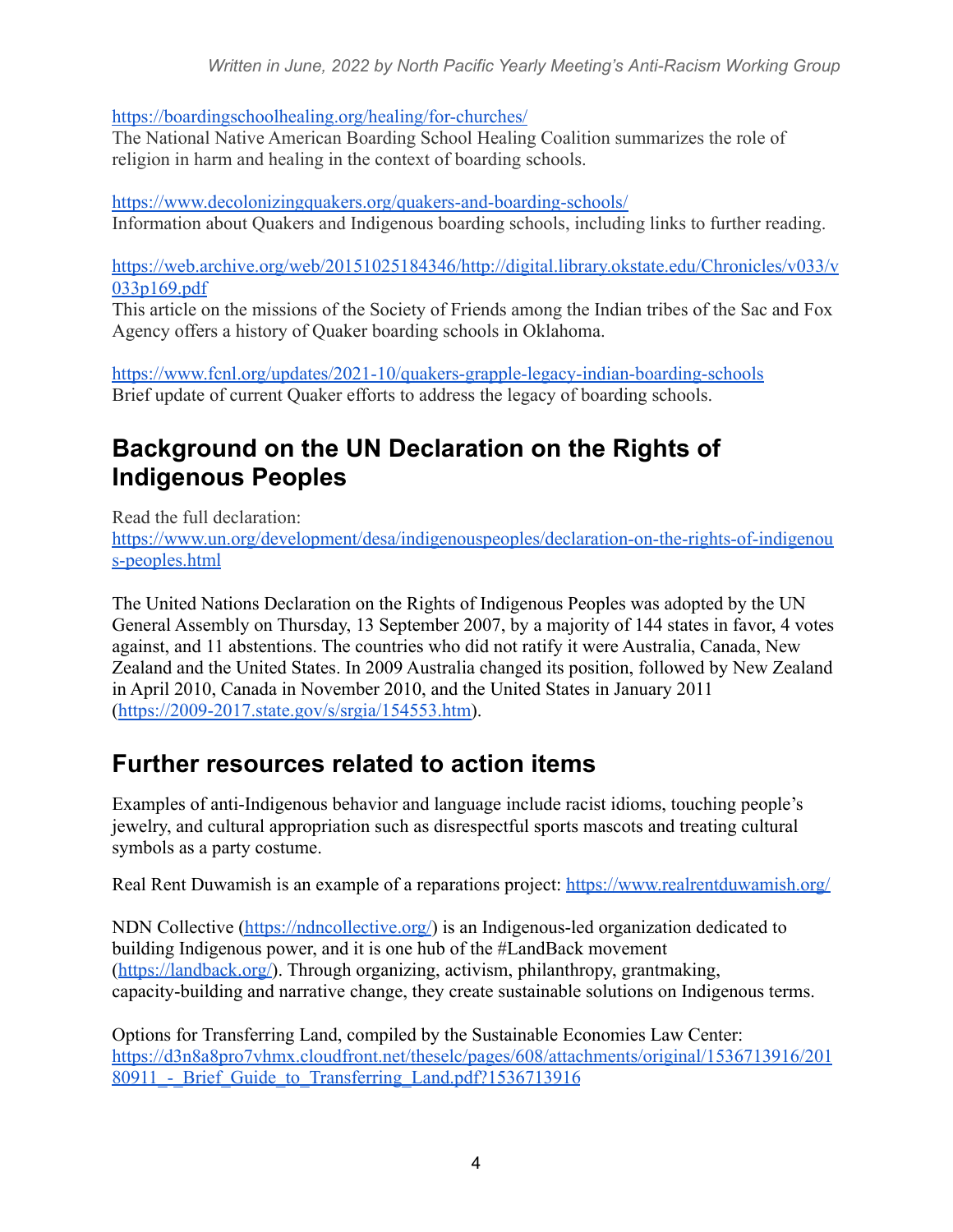https://boardingschoolhealing.org/healing/for-churches/
The National Native American Boarding School Healing Coalition summarizes the role of religion in harm and healing in the context of boarding schools.

https://www.decolonizingquakers.org/quakers-and-boarding-schools/
Information about Quakers and Indigenous boarding schools, including links to further reading.

https://web.archive.org/web/20151025184346/http://digital.library.okstate.edu/Chronicles/v033/v033p169.pdf
This article on the missions of the Society of Friends among the Indian tribes of the Sac and Fox Agency offers a history of Quaker boarding schools in Oklahoma.

https://www.fcnl.org/updates/2021-10/quakers-grapple-legacy-indian-boarding-schools
Brief update of current Quaker efforts to address the legacy of boarding schools.

## Background on the UN Declaration on the Rights of Indigenous Peoples

Read the full declaration:
https://www.un.org/development/desa/indigenouspeoples/declaration-on-the-rights-of-indigenous-peoples.html

The United Nations Declaration on the Rights of Indigenous Peoples was adopted by the UN General Assembly on Thursday, 13 September 2007, by a majority of 144 states in favor, 4 votes against, and 11 abstentions. The countries who did not ratify it were Australia, Canada, New Zealand and the United States. In 2009 Australia changed its position, followed by New Zealand in April 2010, Canada in November 2010, and the United States in January 2011 (https://2009-2017.state.gov/s/srgia/154553.htm).

## Further resources related to action items

Examples of anti-Indigenous behavior and language include racist idioms, touching people's jewelry, and cultural appropriation such as disrespectful sports mascots and treating cultural symbols as a party costume.

Real Rent Duwamish is an example of a reparations project: https://www.realrentduwamish.org/

NDN Collective (https://ndncollective.org/) is an Indigenous-led organization dedicated to building Indigenous power, and it is one hub of the #LandBack movement (https://landback.org/). Through organizing, activism, philanthropy, grantmaking, capacity-building and narrative change, they create sustainable solutions on Indigenous terms.

Options for Transferring Land, compiled by the Sustainable Economies Law Center:
https://d3n8a8pro7vhmx.cloudfront.net/theselc/pages/608/attachments/original/1536713916/20180911_-_Brief_Guide_to_Transferring_Land.pdf?1536713916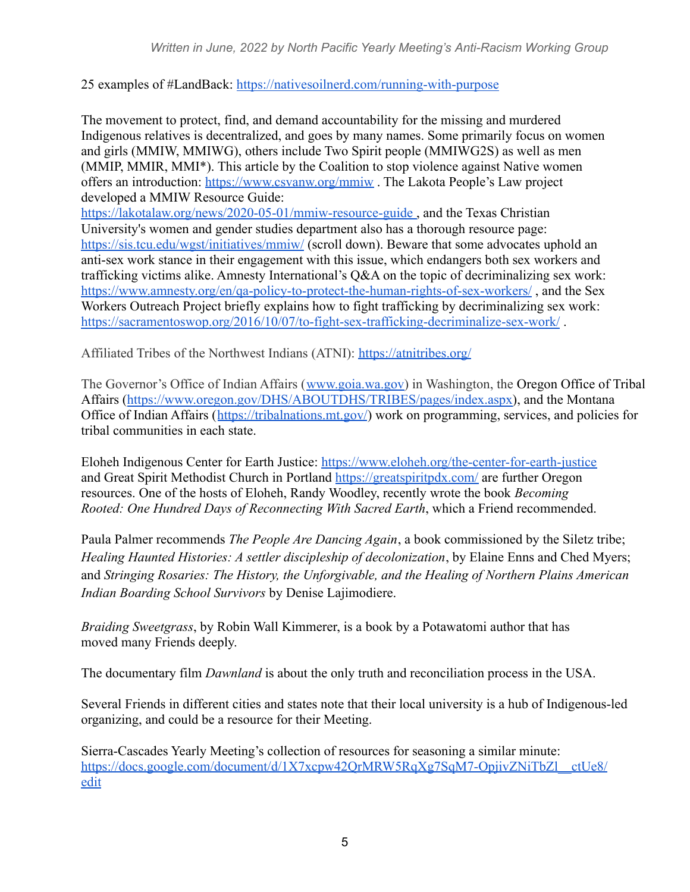25 examples of #LandBack: https://nativesoilnerd.com/running-with-purpose

The movement to protect, find, and demand accountability for the missing and murdered Indigenous relatives is decentralized, and goes by many names. Some primarily focus on women and girls (MMIW, MMIWG), others include Two Spirit people (MMIWG2S) as well as men (MMIP, MMIR, MMI*). This article by the Coalition to stop violence against Native women offers an introduction: https://www.csvanw.org/mmiw . The Lakota People's Law project developed a MMIW Resource Guide: https://lakotalaw.org/news/2020-05-01/mmiw-resource-guide , and the Texas Christian University's women and gender studies department also has a thorough resource page: https://sis.tcu.edu/wgst/initiatives/mmiw/ (scroll down). Beware that some advocates uphold an anti-sex work stance in their engagement with this issue, which endangers both sex workers and trafficking victims alike. Amnesty International's Q&A on the topic of decriminalizing sex work: https://www.amnesty.org/en/qa-policy-to-protect-the-human-rights-of-sex-workers/ , and the Sex Workers Outreach Project briefly explains how to fight trafficking by decriminalizing sex work: https://sacramentoswop.org/2016/10/07/to-fight-sex-trafficking-decriminalize-sex-work/ .

Affiliated Tribes of the Northwest Indians (ATNI): https://atnitribes.org/

The Governor's Office of Indian Affairs (www.goia.wa.gov) in Washington, the Oregon Office of Tribal Affairs (https://www.oregon.gov/DHS/ABOUTDHS/TRIBES/pages/index.aspx), and the Montana Office of Indian Affairs (https://tribalnations.mt.gov/) work on programming, services, and policies for tribal communities in each state.

Eloheh Indigenous Center for Earth Justice: https://www.eloheh.org/the-center-for-earth-justice and Great Spirit Methodist Church in Portland https://greatspiritpdx.com/ are further Oregon resources. One of the hosts of Eloheh, Randy Woodley, recently wrote the book *Becoming Rooted: One Hundred Days of Reconnecting With Sacred Earth*, which a Friend recommended.

Paula Palmer recommends *The People Are Dancing Again*, a book commissioned by the Siletz tribe; *Healing Haunted Histories: A settler discipleship of decolonization*, by Elaine Enns and Ched Myers; and *Stringing Rosaries: The History, the Unforgivable, and the Healing of Northern Plains American Indian Boarding School Survivors* by Denise Lajimodiere.

*Braiding Sweetgrass*, by Robin Wall Kimmerer, is a book by a Potawatomi author that has moved many Friends deeply.

The documentary film *Dawnland* is about the only truth and reconciliation process in the USA.

Several Friends in different cities and states note that their local university is a hub of Indigenous-led organizing, and could be a resource for their Meeting.

Sierra-Cascades Yearly Meeting's collection of resources for seasoning a similar minute: https://docs.google.com/document/d/1X7xcpw42QrMRW5RqXg7SqM7-OpjivZNiTbZl__ctUe8/edit